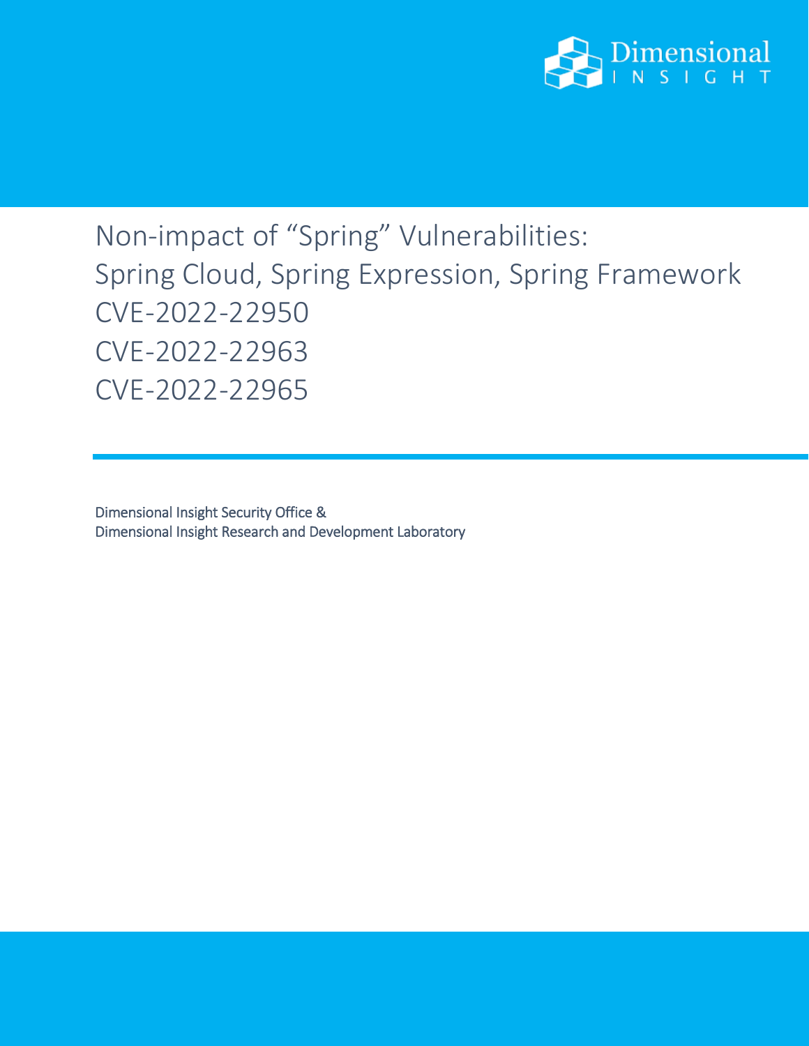# Non-impact of "Spring" Vulnerabilities:
# Spring Cloud, Spring Expression, Spring Framework
# CVE-2022-22950
# CVE-2022-22963
# CVE-2022-22965

Dimensional Insight Security Office &
Dimensional Insight Research and Development Laboratory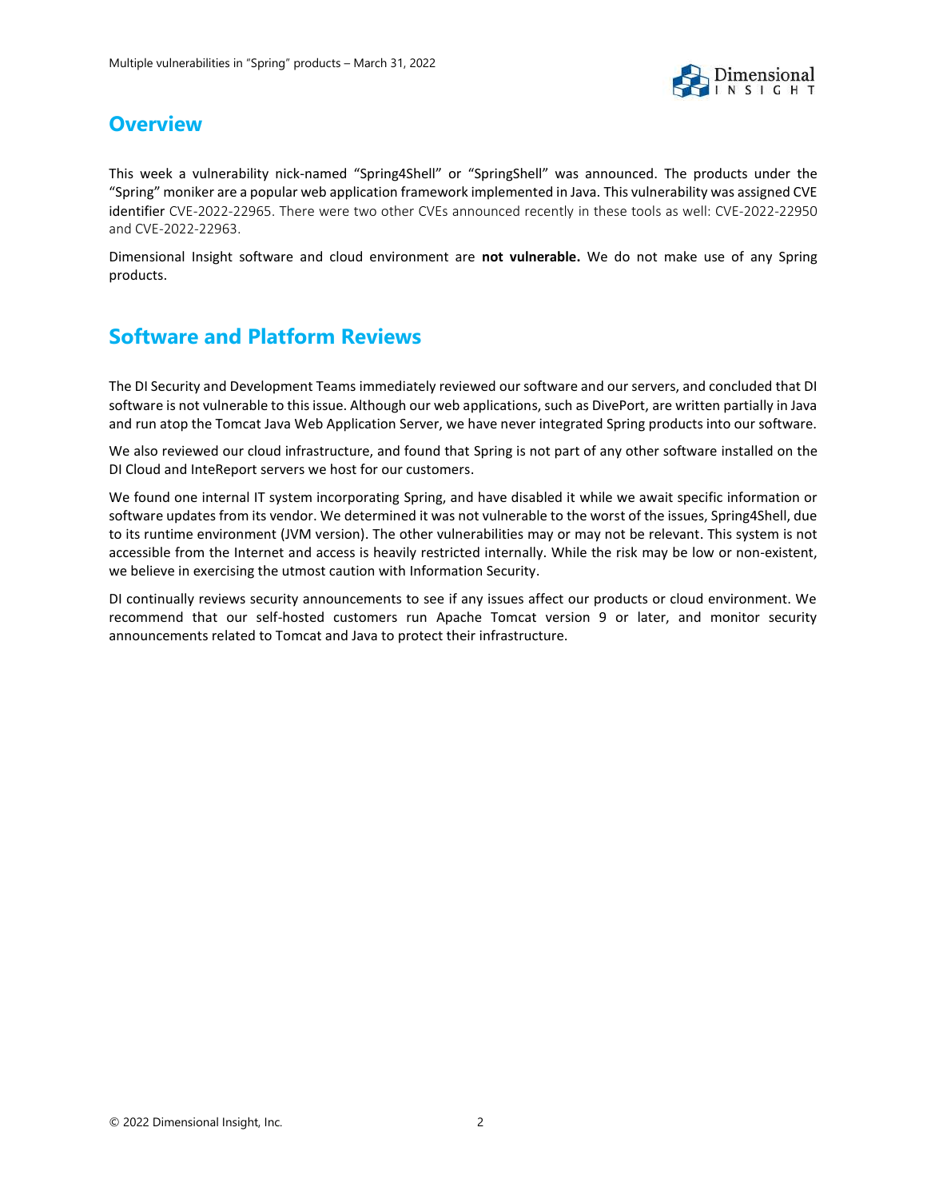## Overview

This week a vulnerability nick-named "Spring4Shell" or "SpringShell" was announced. The products under the "Spring" moniker are a popular web application framework implemented in Java. This vulnerability was assigned CVE identifier CVE-2022-22965. There were two other CVEs announced recently in these tools as well: CVE-2022-22950 and CVE-2022-22963.

Dimensional Insight software and cloud environment are **not vulnerable.** We do not make use of any Spring products.

## Software and Platform Reviews

The DI Security and Development Teams immediately reviewed our software and our servers, and concluded that DI software is not vulnerable to this issue. Although our web applications, such as DivePort, are written partially in Java and run atop the Tomcat Java Web Application Server, we have never integrated Spring products into our software.

We also reviewed our cloud infrastructure, and found that Spring is not part of any other software installed on the DI Cloud and InteReport servers we host for our customers.

We found one internal IT system incorporating Spring, and have disabled it while we await specific information or software updates from its vendor. We determined it was not vulnerable to the worst of the issues, Spring4Shell, due to its runtime environment (JVM version). The other vulnerabilities may or may not be relevant. This system is not accessible from the Internet and access is heavily restricted internally. While the risk may be low or non-existent, we believe in exercising the utmost caution with Information Security.

DI continually reviews security announcements to see if any issues affect our products or cloud environment. We recommend that our self-hosted customers run Apache Tomcat version 9 or later, and monitor security announcements related to Tomcat and Java to protect their infrastructure.